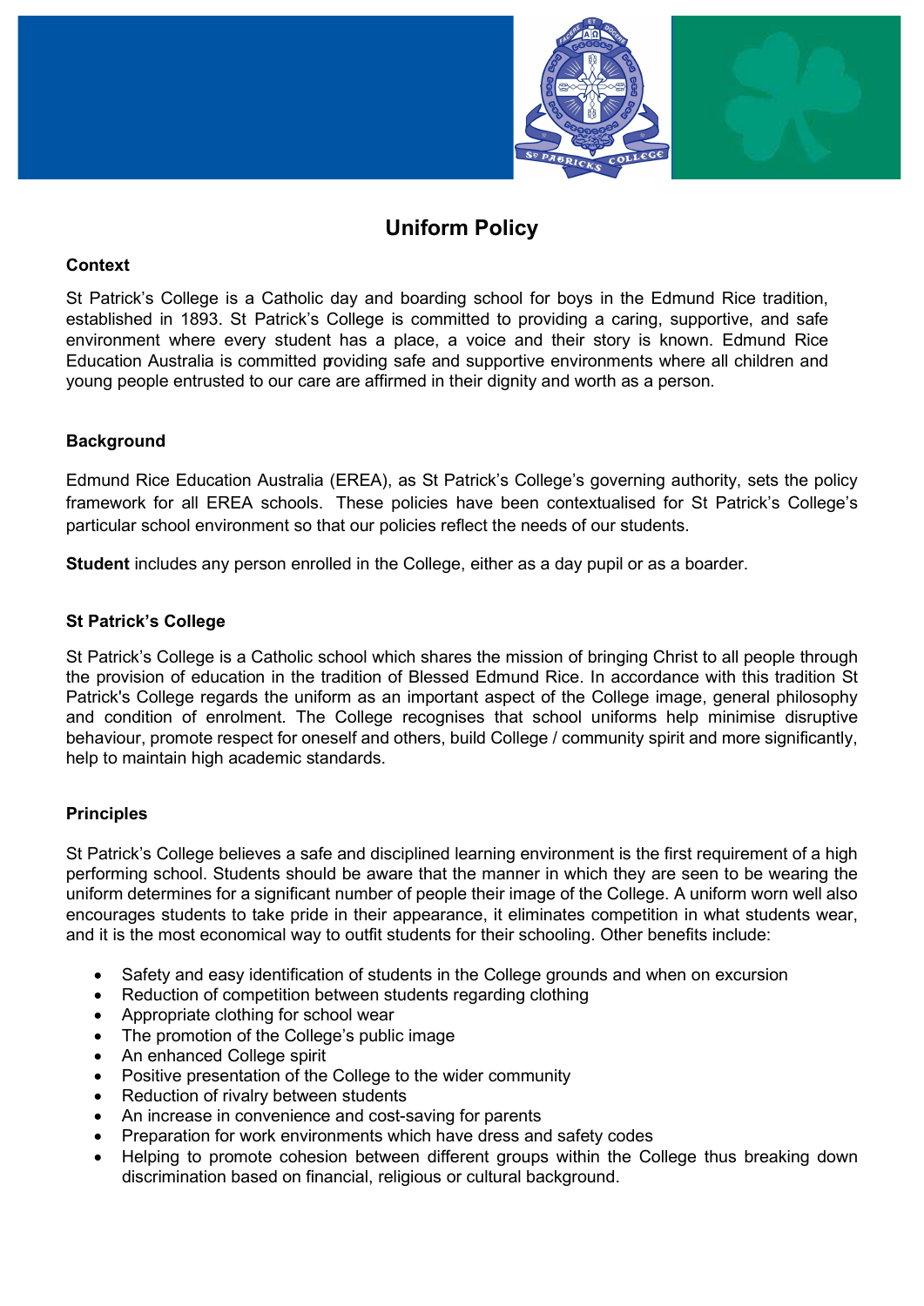# Uniform Policy

## Context

St Patrick's College is a Catholic day and boarding school for boys in the Edmund Rice tradition, established in 1893. St Patrick's College is committed to providing a caring, supportive, and safe environment where every student has a place, a voice and their story is known. Edmund Rice Education Australia is committed providing safe and supportive environments where all children and young people entrusted to our care are affirmed in their dignity and worth as a person.

## Background

Edmund Rice Education Australia (EREA), as St Patrick's College's governing authority, sets the policy framework for all EREA schools. These policies have been contextualised for St Patrick's College's particular school environment so that our policies reflect the needs of our students.

**Student** includes any person enrolled in the College, either as a day pupil or as a boarder.

## St Patrick's College

St Patrick's College is a Catholic school which shares the mission of bringing Christ to all people through the provision of education in the tradition of Blessed Edmund Rice. In accordance with this tradition St Patrick's College regards the uniform as an important aspect of the College image, general philosophy and condition of enrolment. The College recognises that school uniforms help minimise disruptive behaviour, promote respect for oneself and others, build College / community spirit and more significantly, help to maintain high academic standards.

## Principles

St Patrick's College believes a safe and disciplined learning environment is the first requirement of a high performing school. Students should be aware that the manner in which they are seen to be wearing the uniform determines for a significant number of people their image of the College. A uniform worn well also encourages students to take pride in their appearance, it eliminates competition in what students wear, and it is the most economical way to outfit students for their schooling. Other benefits include:

- Safety and easy identification of students in the College grounds and when on excursion
- Reduction of competition between students regarding clothing
- Appropriate clothing for school wear
- The promotion of the College's public image
- An enhanced College spirit
- Positive presentation of the College to the wider community
- Reduction of rivalry between students
- An increase in convenience and cost-saving for parents
- Preparation for work environments which have dress and safety codes
- Helping to promote cohesion between different groups within the College thus breaking down discrimination based on financial, religious or cultural background.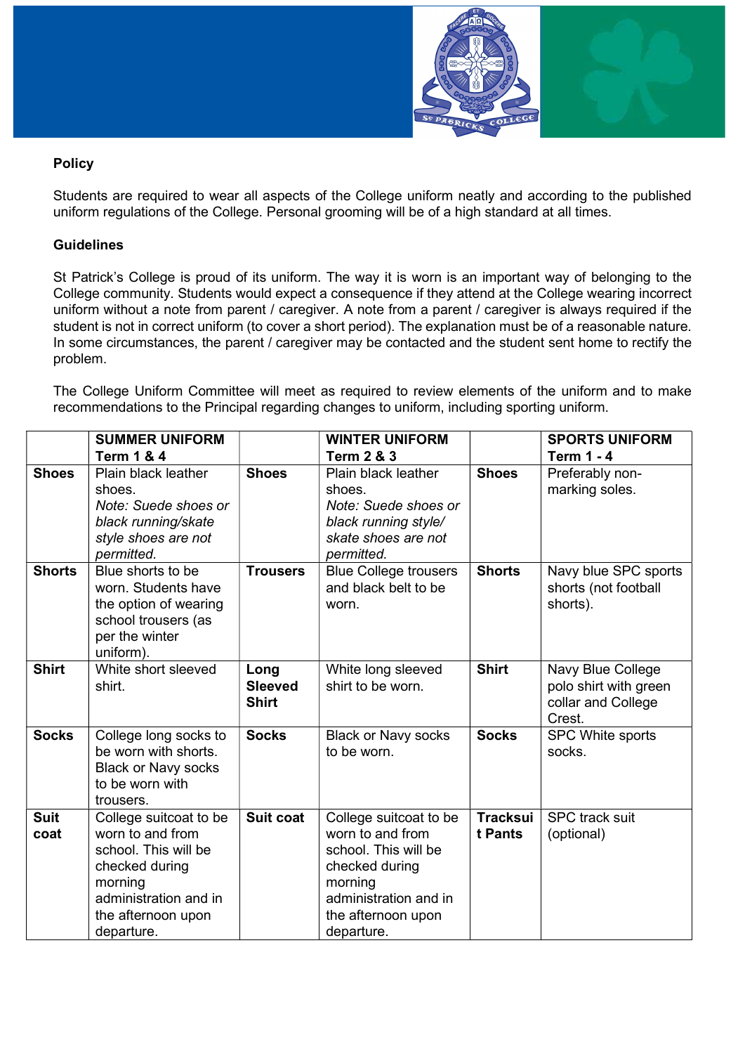**Policy**

Students are required to wear all aspects of the College uniform neatly and according to the published uniform regulations of the College. Personal grooming will be of a high standard at all times.

**Guidelines**

St Patrick's College is proud of its uniform. The way it is worn is an important way of belonging to the College community. Students would expect a consequence if they attend at the College wearing incorrect uniform without a note from parent / caregiver. A note from a parent / caregiver is always required if the student is not in correct uniform (to cover a short period). The explanation must be of a reasonable nature. In some circumstances, the parent / caregiver may be contacted and the student sent home to rectify the problem.

The College Uniform Committee will meet as required to review elements of the uniform and to make recommendations to the Principal regarding changes to uniform, including sporting uniform.

| | **SUMMER UNIFORM Term 1 & 4** | | **WINTER UNIFORM Term 2 & 3** | | **SPORTS UNIFORM Term 1 - 4** |
|---|---|---|---|---|---|
| **Shoes** | Plain black leather shoes. *Note: Suede shoes or black running/skate style shoes are not permitted.* | **Shoes** | Plain black leather shoes. *Note: Suede shoes or black running style/ skate shoes are not permitted.* | **Shoes** | Preferably non-marking soles. |
| **Shorts** | Blue shorts to be worn. Students have the option of wearing school trousers (as per the winter uniform). | **Trousers** | Blue College trousers and black belt to be worn. | **Shorts** | Navy blue SPC sports shorts (not football shorts). |
| **Shirt** | White short sleeved shirt. | **Long Sleeved Shirt** | White long sleeved shirt to be worn. | **Shirt** | Navy Blue College polo shirt with green collar and College Crest. |
| **Socks** | College long socks to be worn with shorts. Black or Navy socks to be worn with trousers. | **Socks** | Black or Navy socks to be worn. | **Socks** | SPC White sports socks. |
| **Suit coat** | College suitcoat to be worn to and from school. This will be checked during morning administration and in the afternoon upon departure. | **Suit coat** | College suitcoat to be worn to and from school. This will be checked during morning administration and in the afternoon upon departure. | **Tracksuit Pants** | SPC track suit (optional) |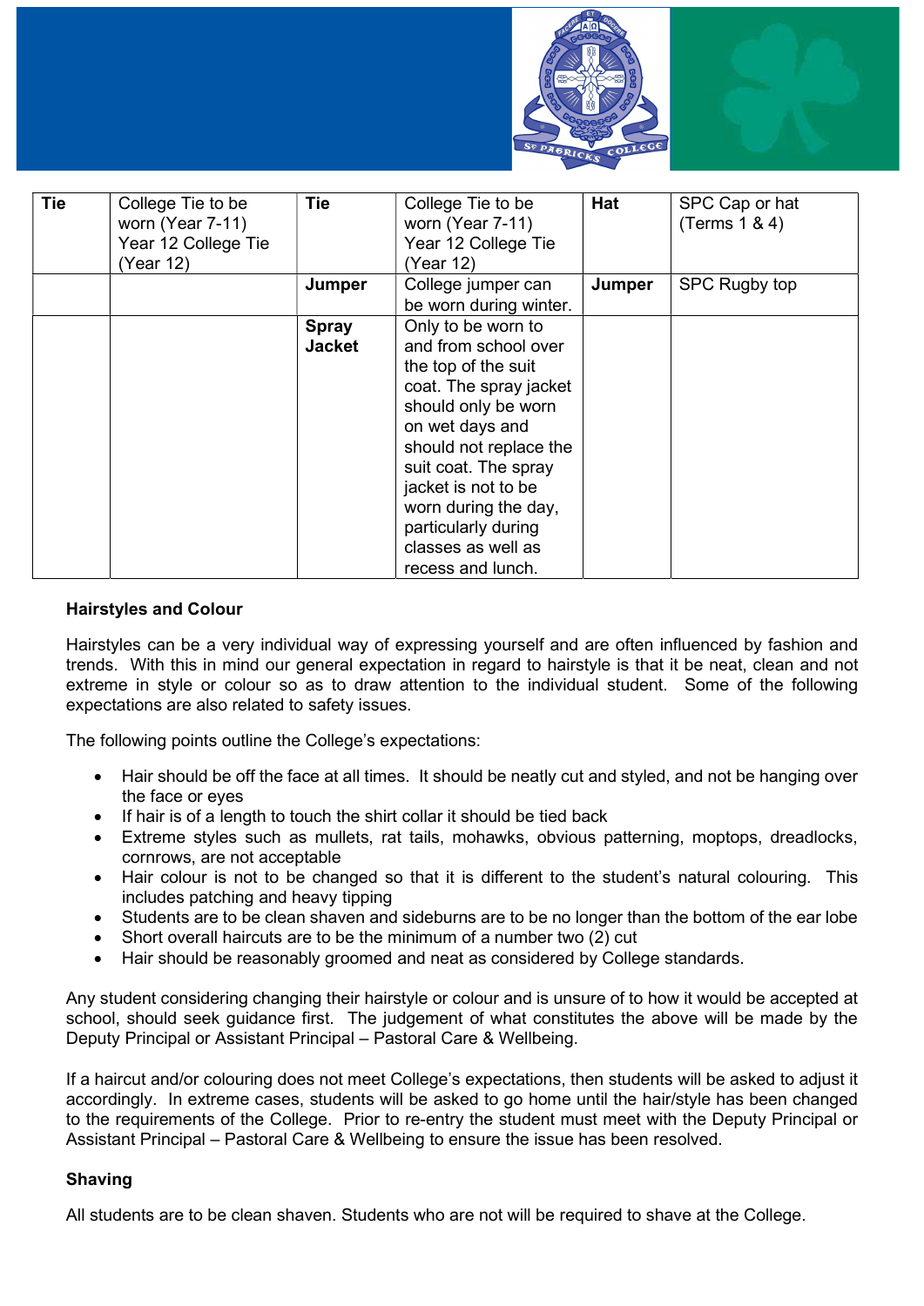| Tie | College Tie to be worn (Year 7-11) Year 12 College Tie (Year 12) | Tie | College Tie to be worn (Year 7-11) Year 12 College Tie (Year 12) | Hat | SPC Cap or hat (Terms 1 & 4) |
|---|---|---|---|---|---|
| | | Jumper | College jumper can be worn during winter. | Jumper | SPC Rugby top |
| | | Spray Jacket | Only to be worn to and from school over the top of the suit coat. The spray jacket should only be worn on wet days and should not replace the suit coat. The spray jacket is not to be worn during the day, particularly during classes as well as recess and lunch. | | |

**Hairstyles and Colour**

Hairstyles can be a very individual way of expressing yourself and are often influenced by fashion and trends. With this in mind our general expectation in regard to hairstyle is that it be neat, clean and not extreme in style or colour so as to draw attention to the individual student. Some of the following expectations are also related to safety issues.

The following points outline the College's expectations:

- Hair should be off the face at all times. It should be neatly cut and styled, and not be hanging over the face or eyes
- If hair is of a length to touch the shirt collar it should be tied back
- Extreme styles such as mullets, rat tails, mohawks, obvious patterning, moptops, dreadlocks, cornrows, are not acceptable
- Hair colour is not to be changed so that it is different to the student's natural colouring. This includes patching and heavy tipping
- Students are to be clean shaven and sideburns are to be no longer than the bottom of the ear lobe
- Short overall haircuts are to be the minimum of a number two (2) cut
- Hair should be reasonably groomed and neat as considered by College standards.

Any student considering changing their hairstyle or colour and is unsure of to how it would be accepted at school, should seek guidance first. The judgement of what constitutes the above will be made by the Deputy Principal or Assistant Principal – Pastoral Care & Wellbeing.

If a haircut and/or colouring does not meet College's expectations, then students will be asked to adjust it accordingly. In extreme cases, students will be asked to go home until the hair/style has been changed to the requirements of the College. Prior to re-entry the student must meet with the Deputy Principal or Assistant Principal – Pastoral Care & Wellbeing to ensure the issue has been resolved.

**Shaving**

All students are to be clean shaven. Students who are not will be required to shave at the College.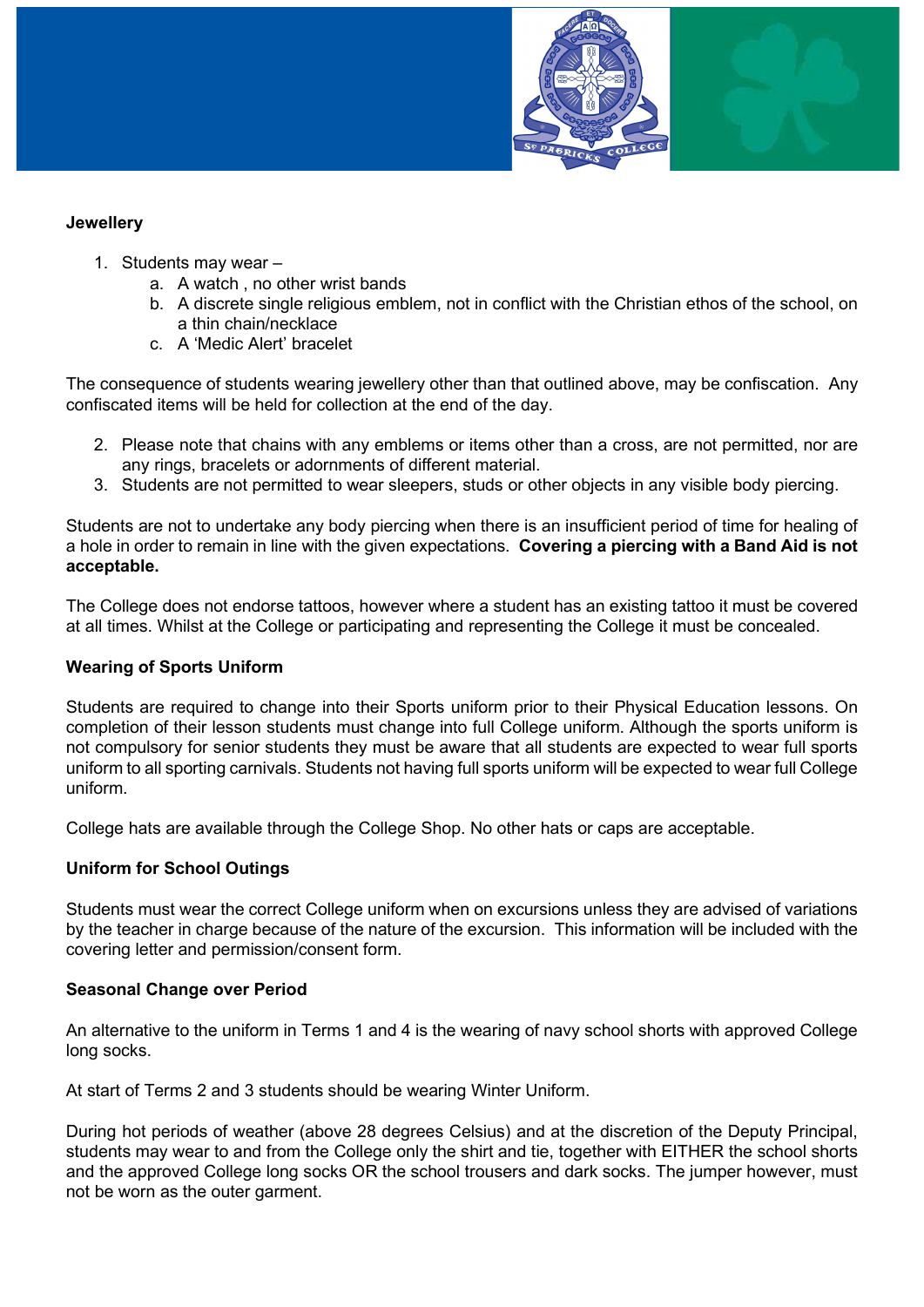**Jewellery**

1. Students may wear –
    a. A watch , no other wrist bands
    b. A discrete single religious emblem, not in conflict with the Christian ethos of the school, on a thin chain/necklace
    c. A 'Medic Alert' bracelet

The consequence of students wearing jewellery other than that outlined above, may be confiscation. Any confiscated items will be held for collection at the end of the day.

2. Please note that chains with any emblems or items other than a cross, are not permitted, nor are any rings, bracelets or adornments of different material.
3. Students are not permitted to wear sleepers, studs or other objects in any visible body piercing.

Students are not to undertake any body piercing when there is an insufficient period of time for healing of a hole in order to remain in line with the given expectations. **Covering a piercing with a Band Aid is not acceptable.**

The College does not endorse tattoos, however where a student has an existing tattoo it must be covered at all times. Whilst at the College or participating and representing the College it must be concealed.

**Wearing of Sports Uniform**

Students are required to change into their Sports uniform prior to their Physical Education lessons. On completion of their lesson students must change into full College uniform. Although the sports uniform is not compulsory for senior students they must be aware that all students are expected to wear full sports uniform to all sporting carnivals. Students not having full sports uniform will be expected to wear full College uniform.

College hats are available through the College Shop. No other hats or caps are acceptable.

**Uniform for School Outings**

Students must wear the correct College uniform when on excursions unless they are advised of variations by the teacher in charge because of the nature of the excursion. This information will be included with the covering letter and permission/consent form.

**Seasonal Change over Period**

An alternative to the uniform in Terms 1 and 4 is the wearing of navy school shorts with approved College long socks.

At start of Terms 2 and 3 students should be wearing Winter Uniform.

During hot periods of weather (above 28 degrees Celsius) and at the discretion of the Deputy Principal, students may wear to and from the College only the shirt and tie, together with EITHER the school shorts and the approved College long socks OR the school trousers and dark socks. The jumper however, must not be worn as the outer garment.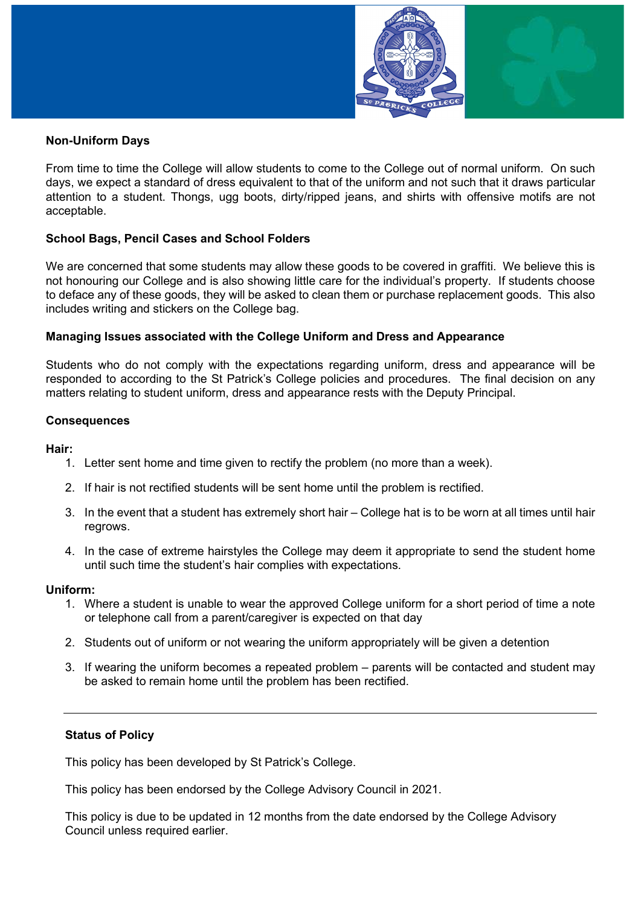**Non-Uniform Days**

From time to time the College will allow students to come to the College out of normal uniform. On such days, we expect a standard of dress equivalent to that of the uniform and not such that it draws particular attention to a student. Thongs, ugg boots, dirty/ripped jeans, and shirts with offensive motifs are not acceptable.

**School Bags, Pencil Cases and School Folders**

We are concerned that some students may allow these goods to be covered in graffiti. We believe this is not honouring our College and is also showing little care for the individual's property. If students choose to deface any of these goods, they will be asked to clean them or purchase replacement goods. This also includes writing and stickers on the College bag.

**Managing Issues associated with the College Uniform and Dress and Appearance**

Students who do not comply with the expectations regarding uniform, dress and appearance will be responded to according to the St Patrick's College policies and procedures. The final decision on any matters relating to student uniform, dress and appearance rests with the Deputy Principal.

**Consequences**

**Hair:**

1. Letter sent home and time given to rectify the problem (no more than a week).
2. If hair is not rectified students will be sent home until the problem is rectified.
3. In the event that a student has extremely short hair – College hat is to be worn at all times until hair regrows.
4. In the case of extreme hairstyles the College may deem it appropriate to send the student home until such time the student's hair complies with expectations.

**Uniform:**

1. Where a student is unable to wear the approved College uniform for a short period of time a note or telephone call from a parent/caregiver is expected on that day
2. Students out of uniform or not wearing the uniform appropriately will be given a detention
3. If wearing the uniform becomes a repeated problem – parents will be contacted and student may be asked to remain home until the problem has been rectified.

---

**Status of Policy**

This policy has been developed by St Patrick's College.

This policy has been endorsed by the College Advisory Council in 2021.

This policy is due to be updated in 12 months from the date endorsed by the College Advisory Council unless required earlier.